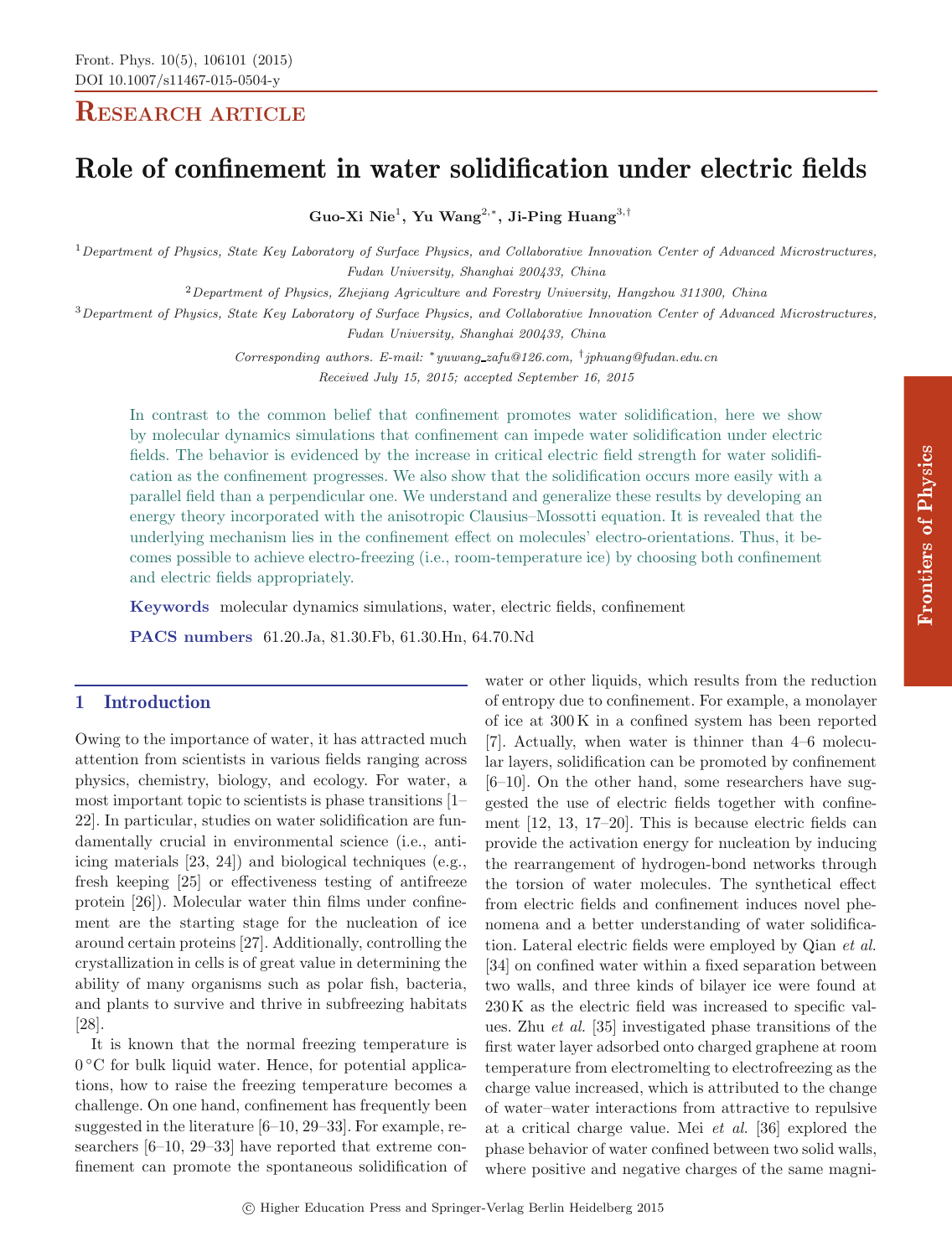RESEARCH ARTICLE

# Role of confinement in water solidification under electric fields

**Guo-Xi Nie**[1], **Yu Wang**[2,*], **Ji-Ping Huang**[3,†]

[1] *Department of Physics, State Key Laboratory of Surface Physics, and Collaborative Innovation Center of Advanced Microstructures, Fudan University, Shanghai 200433, China*

[2] *Department of Physics, Zhejiang Agriculture and Forestry University, Hangzhou 311300, China*

[3] *Department of Physics, State Key Laboratory of Surface Physics, and Collaborative Innovation Center of Advanced Microstructures, Fudan University, Shanghai 200433, China*

*Corresponding authors. E-mail:* [*]*yuwang_zafu@126.com,* [†]*jphuang@fudan.edu.cn*

*Received July 15, 2015; accepted September 16, 2015*

In contrast to the common belief that confinement promotes water solidification, here we show by molecular dynamics simulations that confinement can impede water solidification under electric fields. The behavior is evidenced by the increase in critical electric field strength for water solidification as the confinement progresses. We also show that the solidification occurs more easily with a parallel field than a perpendicular one. We understand and generalize these results by developing an energy theory incorporated with the anisotropic Clausius–Mossotti equation. It is revealed that the underlying mechanism lies in the confinement effect on molecules' electro-orientations. Thus, it becomes possible to achieve electro-freezing (i.e., room-temperature ice) by choosing both confinement and electric fields appropriately.

**Keywords** molecular dynamics simulations, water, electric fields, confinement

**PACS numbers** 61.20.Ja, 81.30.Fb, 61.30.Hn, 64.70.Nd

## 1 Introduction

Owing to the importance of water, it has attracted much attention from scientists in various fields ranging across physics, chemistry, biology, and ecology. For water, a most important topic to scientists is phase transitions [1–22]. In particular, studies on water solidification are fundamentally crucial in environmental science (i.e., anti-icing materials [23, 24]) and biological techniques (e.g., fresh keeping [25] or effectiveness testing of antifreeze protein [26]). Molecular water thin films under confinement are the starting stage for the nucleation of ice around certain proteins [27]. Additionally, controlling the crystallization in cells is of great value in determining the ability of many organisms such as polar fish, bacteria, and plants to survive and thrive in subfreezing habitats [28].

It is known that the normal freezing temperature is 0 °C for bulk liquid water. Hence, for potential applications, how to raise the freezing temperature becomes a challenge. On one hand, confinement has frequently been suggested in the literature [6–10, 29–33]. For example, researchers [6–10, 29–33] have reported that extreme confinement can promote the spontaneous solidification of water or other liquids, which results from the reduction of entropy due to confinement. For example, a monolayer of ice at 300 K in a confined system has been reported [7]. Actually, when water is thinner than 4–6 molecular layers, solidification can be promoted by confinement [6–10]. On the other hand, some researchers have suggested the use of electric fields together with confinement [12, 13, 17–20]. This is because electric fields can provide the activation energy for nucleation by inducing the rearrangement of hydrogen-bond networks through the torsion of water molecules. The synthetical effect from electric fields and confinement induces novel phenomena and a better understanding of water solidification. Lateral electric fields were employed by Qian *et al.* [34] on confined water within a fixed separation between two walls, and three kinds of bilayer ice were found at 230 K as the electric field was increased to specific values. Zhu *et al.* [35] investigated phase transitions of the first water layer adsorbed onto charged graphene at room temperature from electromelting to electrofreezing as the charge value increased, which is attributed to the change of water–water interactions from attractive to repulsive at a critical charge value. Mei *et al.* [36] explored the phase behavior of water confined between two solid walls, where positive and negative charges of the same magni-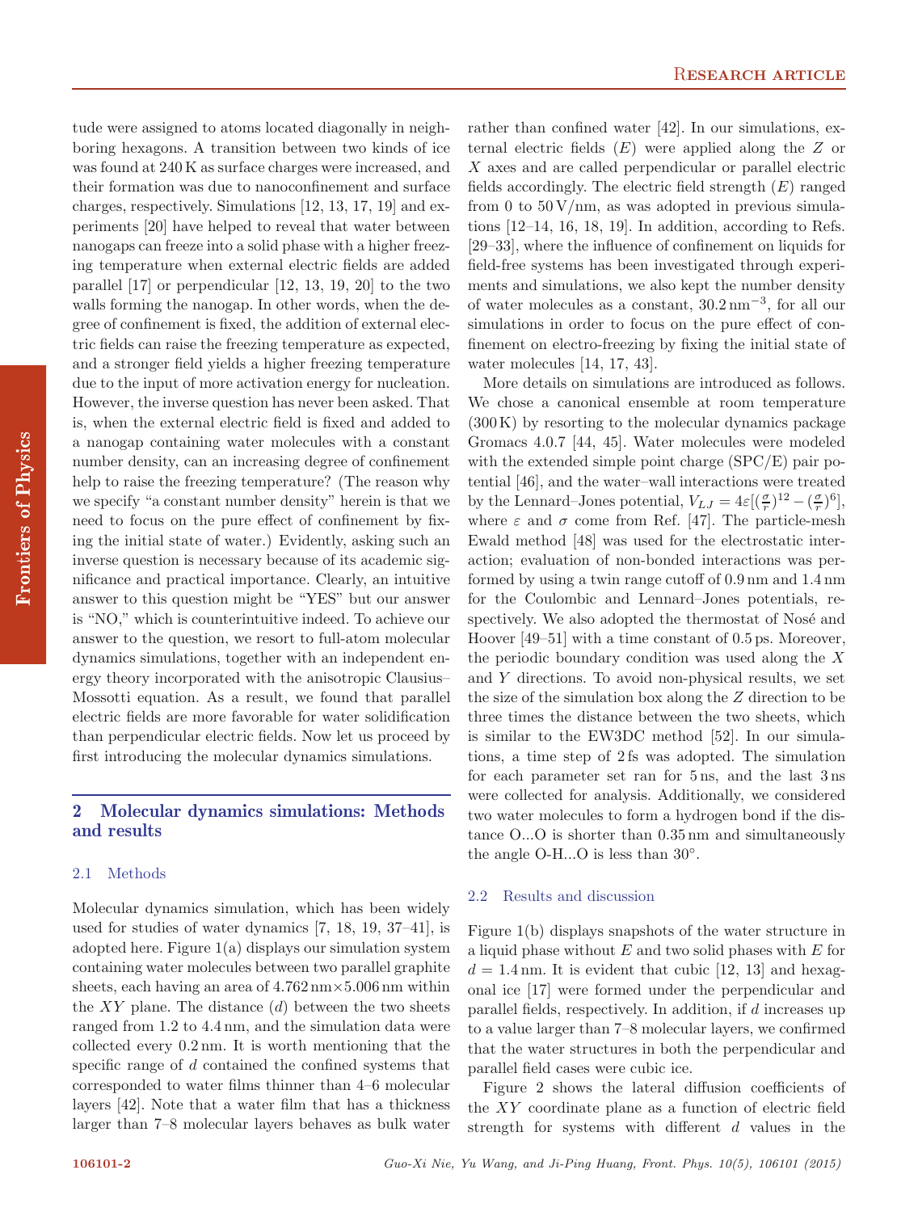tude were assigned to atoms located diagonally in neighboring hexagons. A transition between two kinds of ice was found at 240 K as surface charges were increased, and their formation was due to nanoconfinement and surface charges, respectively. Simulations [12, 13, 17, 19] and experiments [20] have helped to reveal that water between nanogaps can freeze into a solid phase with a higher freezing temperature when external electric fields are added parallel [17] or perpendicular [12, 13, 19, 20] to the two walls forming the nanogap. In other words, when the degree of confinement is fixed, the addition of external electric fields can raise the freezing temperature as expected, and a stronger field yields a higher freezing temperature due to the input of more activation energy for nucleation. However, the inverse question has never been asked. That is, when the external electric field is fixed and added to a nanogap containing water molecules with a constant number density, can an increasing degree of confinement help to raise the freezing temperature? (The reason why we specify "a constant number density" herein is that we need to focus on the pure effect of confinement by fixing the initial state of water.) Evidently, asking such an inverse question is necessary because of its academic significance and practical importance. Clearly, an intuitive answer to this question might be "YES" but our answer is "NO," which is counterintuitive indeed. To achieve our answer to the question, we resort to full-atom molecular dynamics simulations, together with an independent energy theory incorporated with the anisotropic Clausius–Mossotti equation. As a result, we found that parallel electric fields are more favorable for water solidification than perpendicular electric fields. Now let us proceed by first introducing the molecular dynamics simulations.

## 2 Molecular dynamics simulations: Methods and results

### 2.1 Methods

Molecular dynamics simulation, which has been widely used for studies of water dynamics [7, 18, 19, 37–41], is adopted here. Figure 1(a) displays our simulation system containing water molecules between two parallel graphite sheets, each having an area of 4.762 nm×5.006 nm within the $XY$ plane. The distance ($d$) between the two sheets ranged from 1.2 to 4.4 nm, and the simulation data were collected every 0.2 nm. It is worth mentioning that the specific range of $d$ contained the confined systems that corresponded to water films thinner than 4–6 molecular layers [42]. Note that a water film that has a thickness larger than 7–8 molecular layers behaves as bulk water rather than confined water [42]. In our simulations, external electric fields ($E$) were applied along the $Z$ or $X$ axes and are called perpendicular or parallel electric fields accordingly. The electric field strength ($E$) ranged from 0 to 50 V/nm, as was adopted in previous simulations [12–14, 16, 18, 19]. In addition, according to Refs. [29–33], where the influence of confinement on liquids for field-free systems has been investigated through experiments and simulations, we also kept the number density of water molecules as a constant, 30.2 $\mathrm{nm}^{-3}$, for all our simulations in order to focus on the pure effect of confinement on electro-freezing by fixing the initial state of water molecules [14, 17, 43].

More details on simulations are introduced as follows. We chose a canonical ensemble at room temperature (300 K) by resorting to the molecular dynamics package Gromacs 4.0.7 [44, 45]. Water molecules were modeled with the extended simple point charge (SPC/E) pair potential [46], and the water–wall interactions were treated by the Lennard–Jones potential, $V_{LJ} = 4\varepsilon[(\frac{\sigma}{r})^{12} - (\frac{\sigma}{r})^{6}]$, where $\varepsilon$ and $\sigma$ come from Ref. [47]. The particle-mesh Ewald method [48] was used for the electrostatic interaction; evaluation of non-bonded interactions was performed by using a twin range cutoff of 0.9 nm and 1.4 nm for the Coulombic and Lennard–Jones potentials, respectively. We also adopted the thermostat of Nosé and Hoover [49–51] with a time constant of 0.5 ps. Moreover, the periodic boundary condition was used along the $X$ and $Y$ directions. To avoid non-physical results, we set the size of the simulation box along the $Z$ direction to be three times the distance between the two sheets, which is similar to the EW3DC method [52]. In our simulations, a time step of 2 fs was adopted. The simulation for each parameter set ran for 5 ns, and the last 3 ns were collected for analysis. Additionally, we considered two water molecules to form a hydrogen bond if the distance O...O is shorter than 0.35 nm and simultaneously the angle O-H...O is less than 30°.

### 2.2 Results and discussion

Figure 1(b) displays snapshots of the water structure in a liquid phase without $E$ and two solid phases with $E$ for $d = 1.4$ nm. It is evident that cubic [12, 13] and hexagonal ice [17] were formed under the perpendicular and parallel fields, respectively. In addition, if $d$ increases up to a value larger than 7–8 molecular layers, we confirmed that the water structures in both the perpendicular and parallel field cases were cubic ice.

Figure 2 shows the lateral diffusion coefficients of the $XY$ coordinate plane as a function of electric field strength for systems with different $d$ values in the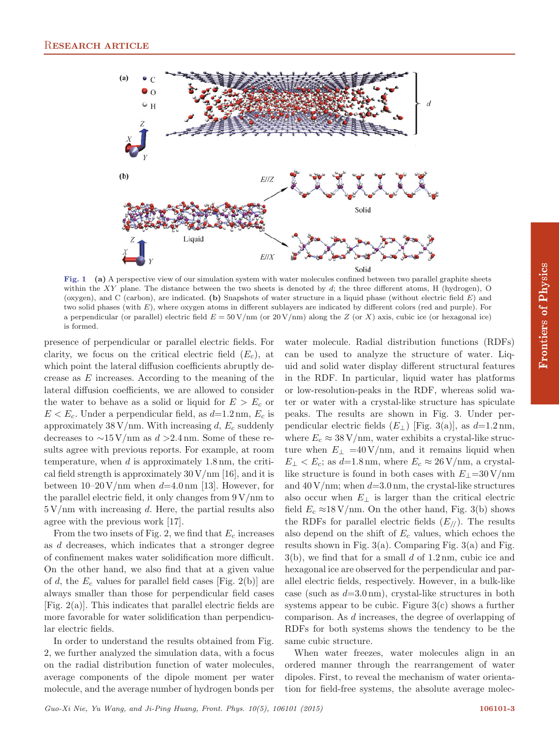Fig. 1 **(a)** A perspective view of our simulation system with water molecules confined between two parallel graphite sheets within the $XY$ plane. The distance between the two sheets is denoted by $d$; the three different atoms, H (hydrogen), O (oxygen), and C (carbon), are indicated. **(b)** Snapshots of water structure in a liquid phase (without electric field $E$) and two solid phases (with $E$), where oxygen atoms in different sublayers are indicated by different colors (red and purple). For a perpendicular (or parallel) electric field $E = 50$ V/nm (or 20 V/nm) along the $Z$ (or $X$) axis, cubic ice (or hexagonal ice) is formed.

presence of perpendicular or parallel electric fields. For clarity, we focus on the critical electric field ($E_c$), at which point the lateral diffusion coefficients abruptly decrease as $E$ increases. According to the meaning of the lateral diffusion coefficients, we are allowed to consider the water to behave as a solid or liquid for $E > E_c$ or $E < E_c$. Under a perpendicular field, as $d$=1.2 nm, $E_c$ is approximately 38 V/nm. With increasing $d$, $E_c$ suddenly decreases to ∼15 V/nm as $d$ >2.4 nm. Some of these results agree with previous reports. For example, at room temperature, when $d$ is approximately 1.8 nm, the critical field strength is approximately 30 V/nm [16], and it is between 10–20 V/nm when $d$=4.0 nm [13]. However, for the parallel electric field, it only changes from 9 V/nm to 5 V/nm with increasing $d$. Here, the partial results also agree with the previous work [17].

From the two insets of Fig. 2, we find that $E_c$ increases as $d$ decreases, which indicates that a stronger degree of confinement makes water solidification more difficult. On the other hand, we also find that at a given value of $d$, the $E_c$ values for parallel field cases [Fig. 2(b)] are always smaller than those for perpendicular field cases [Fig. 2(a)]. This indicates that parallel electric fields are more favorable for water solidification than perpendicular electric fields.

In order to understand the results obtained from Fig. 2, we further analyzed the simulation data, with a focus on the radial distribution function of water molecules, average components of the dipole moment per water molecule, and the average number of hydrogen bonds per water molecule. Radial distribution functions (RDFs) can be used to analyze the structure of water. Liquid and solid water display different structural features in the RDF. In particular, liquid water has platforms or low-resolution-peaks in the RDF, whereas solid water or water with a crystal-like structure has spiculate peaks. The results are shown in Fig. 3. Under perpendicular electric fields ($E_\perp$) [Fig. 3(a)], as $d$=1.2 nm, where $E_c \approx 38$ V/nm, water exhibits a crystal-like structure when $E_\perp$ =40 V/nm, and it remains liquid when $E_\perp < E_c$; as $d$=1.8 nm, where $E_c \approx 26$ V/nm, a crystal-like structure is found in both cases with $E_\perp$=30 V/nm and 40 V/nm; when $d$=3.0 nm, the crystal-like structures also occur when $E_\perp$ is larger than the critical electric field $E_c \approx$18 V/nm. On the other hand, Fig. 3(b) shows the RDFs for parallel electric fields ($E_{//}$). The results also depend on the shift of $E_c$ values, which echoes the results shown in Fig. 3(a). Comparing Fig. 3(a) and Fig. 3(b), we find that for a small $d$ of 1.2 nm, cubic ice and hexagonal ice are observed for the perpendicular and parallel electric fields, respectively. However, in a bulk-like case (such as $d$=3.0 nm), crystal-like structures in both systems appear to be cubic. Figure 3(c) shows a further comparison. As $d$ increases, the degree of overlapping of RDFs for both systems shows the tendency to be the same cubic structure.

When water freezes, water molecules align in an ordered manner through the rearrangement of water dipoles. First, to reveal the mechanism of water orientation for field-free systems, the absolute average molec-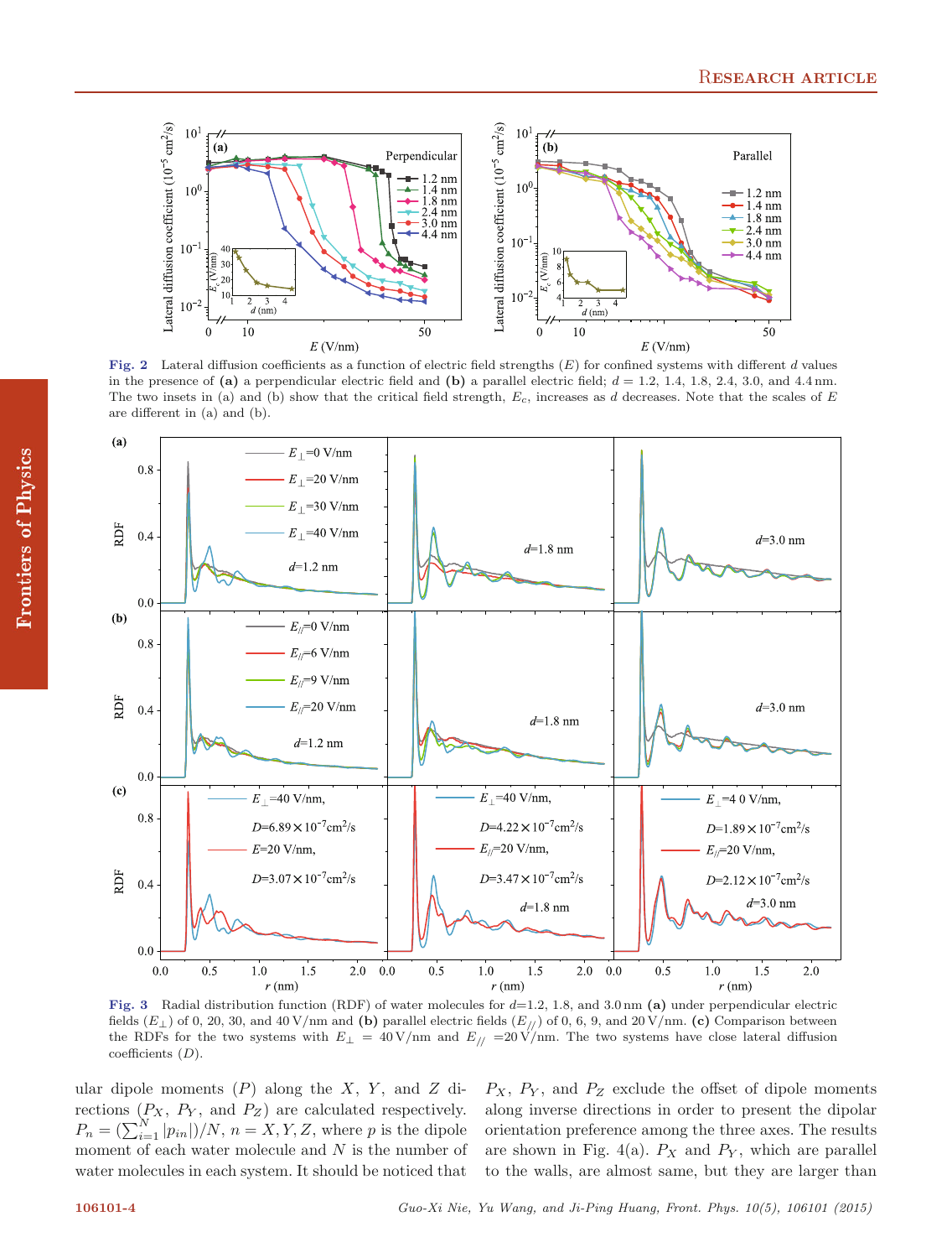Fig. 2 Lateral diffusion coefficients as a function of electric field strengths ($E$) for confined systems with different $d$ values in the presence of **(a)** a perpendicular electric field and **(b)** a parallel electric field; $d$ = 1.2, 1.4, 1.8, 2.4, 3.0, and 4.4 nm. The two insets in (a) and (b) show that the critical field strength, $E_c$, increases as $d$ decreases. Note that the scales of $E$ are different in (a) and (b).

Fig. 3 Radial distribution function (RDF) of water molecules for $d$=1.2, 1.8, and 3.0 nm **(a)** under perpendicular electric fields ($E_\perp$) of 0, 20, 30, and 40 V/nm and **(b)** parallel electric fields ($E_{//}$) of 0, 6, 9, and 20 V/nm. **(c)** Comparison between the RDFs for the two systems with $E_\perp$ = 40 V/nm and $E_{//}$ =20 V/nm. The two systems have close lateral diffusion coefficients ($D$).

ular dipole moments ($P$) along the $X$, $Y$, and $Z$ directions ($P_X$, $P_Y$, and $P_Z$) are calculated respectively. $P_n = (\sum_{i=1}^{N} |p_{in}|)/N$, $n = X, Y, Z$, where $p$ is the dipole moment of each water molecule and $N$ is the number of water molecules in each system. It should be noticed that $P_X$, $P_Y$, and $P_Z$ exclude the offset of dipole moments along inverse directions in order to present the dipolar orientation preference among the three axes. The results are shown in Fig. 4(a). $P_X$ and $P_Y$, which are parallel to the walls, are almost same, but they are larger than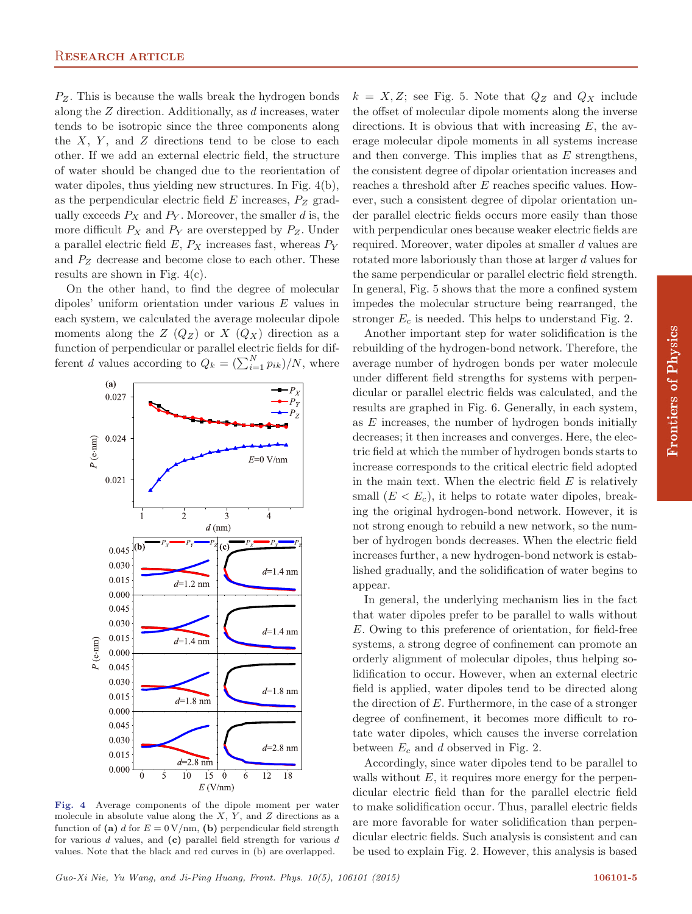$P_Z$. This is because the walls break the hydrogen bonds along the $Z$ direction. Additionally, as $d$ increases, water tends to be isotropic since the three components along the $X$, $Y$, and $Z$ directions tend to be close to each other. If we add an external electric field, the structure of water should be changed due to the reorientation of water dipoles, thus yielding new structures. In Fig. 4(b), as the perpendicular electric field $E$ increases, $P_Z$ gradually exceeds $P_X$ and $P_Y$. Moreover, the smaller $d$ is, the more difficult $P_X$ and $P_Y$ are overstepped by $P_Z$. Under a parallel electric field $E$, $P_X$ increases fast, whereas $P_Y$ and $P_Z$ decrease and become close to each other. These results are shown in Fig. 4(c).

On the other hand, to find the degree of molecular dipoles' uniform orientation under various $E$ values in each system, we calculated the average molecular dipole moments along the $Z$ ($Q_Z$) or $X$ ($Q_X$) direction as a function of perpendicular or parallel electric fields for different $d$ values according to $Q_k = (\sum_{i=1}^{N} p_{ik})/N$, where $k = X, Z$; see Fig. 5. Note that $Q_Z$ and $Q_X$ include the offset of molecular dipole moments along the inverse directions. It is obvious that with increasing $E$, the average molecular dipole moments in all systems increase and then converge. This implies that as $E$ strengthens, the consistent degree of dipolar orientation increases and reaches a threshold after $E$ reaches specific values. However, such a consistent degree of dipolar orientation under parallel electric fields occurs more easily than those with perpendicular ones because weaker electric fields are required. Moreover, water dipoles at smaller $d$ values are rotated more laboriously than those at larger $d$ values for the same perpendicular or parallel electric field strength. In general, Fig. 5 shows that the more a confined system impedes the molecular structure being rearranged, the stronger $E_c$ is needed. This helps to understand Fig. 2.

(a)
$P_X$
$P_Y$
$P_Z$
0.027
0.024
0.021
$P$ (e·nm)
$E$=0 V/nm
1 2 3 4
$d$ (nm)

(b) $P_X$ $P_Y$ $P_Z$
(c) $P_X$ $P_Y$ $P_Z$
0.045
0.030
0.015
0.000
$P$ (e·nm)
$d$=1.2 nm
$d$=1.4 nm
$d$=1.4 nm
$d$=1.4 nm
$d$=1.8 nm
$d$=1.8 nm
$d$=2.8 nm
$d$=2.8 nm
0 5 10 15
0 6 12 18
$E$ (V/nm)

**Fig. 4** Average components of the dipole moment per water molecule in absolute value along the $X$, $Y$, and $Z$ directions as a function of **(a)** $d$ for $E = 0\,\text{V/nm}$, **(b)** perpendicular field strength for various $d$ values, and **(c)** parallel field strength for various $d$ values. Note that the black and red curves in (b) are overlapped.

Another important step for water solidification is the rebuilding of the hydrogen-bond network. Therefore, the average number of hydrogen bonds per water molecule under different field strengths for systems with perpendicular or parallel electric fields was calculated, and the results are graphed in Fig. 6. Generally, in each system, as $E$ increases, the number of hydrogen bonds initially decreases; it then increases and converges. Here, the electric field at which the number of hydrogen bonds starts to increase corresponds to the critical electric field adopted in the main text. When the electric field $E$ is relatively small ($E < E_c$), it helps to rotate water dipoles, breaking the original hydrogen-bond network. However, it is not strong enough to rebuild a new network, so the number of hydrogen bonds decreases. When the electric field increases further, a new hydrogen-bond network is established gradually, and the solidification of water begins to appear.

In general, the underlying mechanism lies in the fact that water dipoles prefer to be parallel to walls without $E$. Owing to this preference of orientation, for field-free systems, a strong degree of confinement can promote an orderly alignment of molecular dipoles, thus helping solidification to occur. However, when an external electric field is applied, water dipoles tend to be directed along the direction of $E$. Furthermore, in the case of a stronger degree of confinement, it becomes more difficult to rotate water dipoles, which causes the inverse correlation between $E_c$ and $d$ observed in Fig. 2.

Accordingly, since water dipoles tend to be parallel to walls without $E$, it requires more energy for the perpendicular electric field than for the parallel electric field to make solidification occur. Thus, parallel electric fields are more favorable for water solidification than perpendicular electric fields. Such analysis is consistent and can be used to explain Fig. 2. However, this analysis is based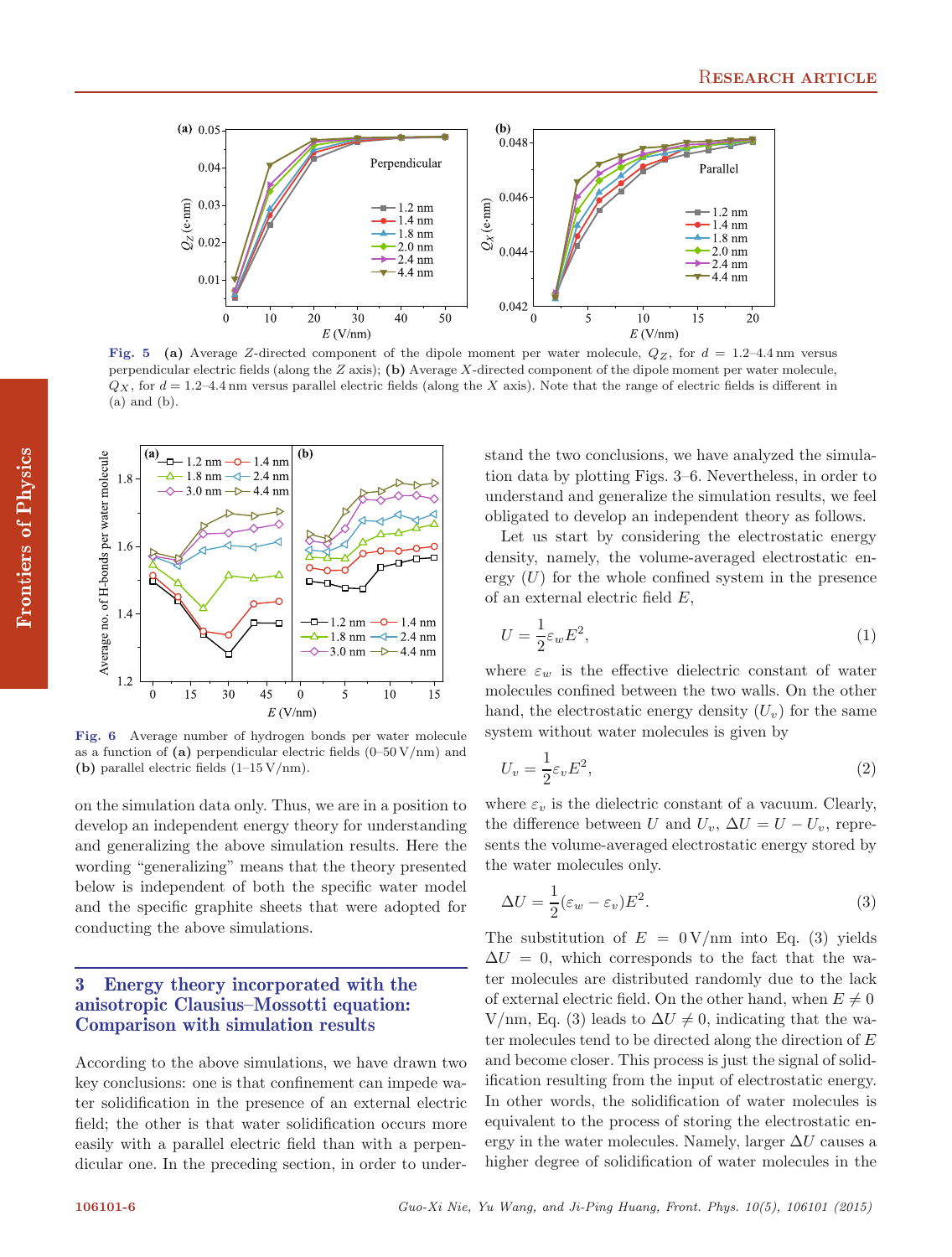Fig. 5 **(a)** Average $Z$-directed component of the dipole moment per water molecule, $Q_Z$, for $d$ = 1.2–4.4 nm versus perpendicular electric fields (along the $Z$ axis); **(b)** Average $X$-directed component of the dipole moment per water molecule, $Q_X$, for $d$ = 1.2–4.4 nm versus parallel electric fields (along the $X$ axis). Note that the range of electric fields is different in (a) and (b).

Fig. 6 Average number of hydrogen bonds per water molecule as a function of **(a)** perpendicular electric fields (0–50 V/nm) and **(b)** parallel electric fields (1–15 V/nm).

on the simulation data only. Thus, we are in a position to develop an independent energy theory for understanding and generalizing the above simulation results. Here the wording "generalizing" means that the theory presented below is independent of both the specific water model and the specific graphite sheets that were adopted for conducting the above simulations.

## 3 Energy theory incorporated with the anisotropic Clausius–Mossotti equation: Comparison with simulation results

According to the above simulations, we have drawn two key conclusions: one is that confinement can impede water solidification in the presence of an external electric field; the other is that water solidification occurs more easily with a parallel electric field than with a perpendicular one. In the preceding section, in order to understand the two conclusions, we have analyzed the simulation data by plotting Figs. 3–6. Nevertheless, in order to understand and generalize the simulation results, we feel obligated to develop an independent theory as follows.

Let us start by considering the electrostatic energy density, namely, the volume-averaged electrostatic energy ($U$) for the whole confined system in the presence of an external electric field $E$,

$$U = \frac{1}{2}\varepsilon_w E^2, \tag{1}$$

where $\varepsilon_w$ is the effective dielectric constant of water molecules confined between the two walls. On the other hand, the electrostatic energy density ($U_v$) for the same system without water molecules is given by

$$U_v = \frac{1}{2}\varepsilon_v E^2, \tag{2}$$

where $\varepsilon_v$ is the dielectric constant of a vacuum. Clearly, the difference between $U$ and $U_v$, $\Delta U = U - U_v$, represents the volume-averaged electrostatic energy stored by the water molecules only.

$$\Delta U = \frac{1}{2}(\varepsilon_w - \varepsilon_v)E^2. \tag{3}$$

The substitution of $E$ = 0 V/nm into Eq. (3) yields $\Delta U$ = 0, which corresponds to the fact that the water molecules are distributed randomly due to the lack of external electric field. On the other hand, when $E \neq 0$ V/nm, Eq. (3) leads to $\Delta U \neq 0$, indicating that the water molecules tend to be directed along the direction of $E$ and become closer. This process is just the signal of solidification resulting from the input of electrostatic energy. In other words, the solidification of water molecules is equivalent to the process of storing the electrostatic energy in the water molecules. Namely, larger $\Delta U$ causes a higher degree of solidification of water molecules in the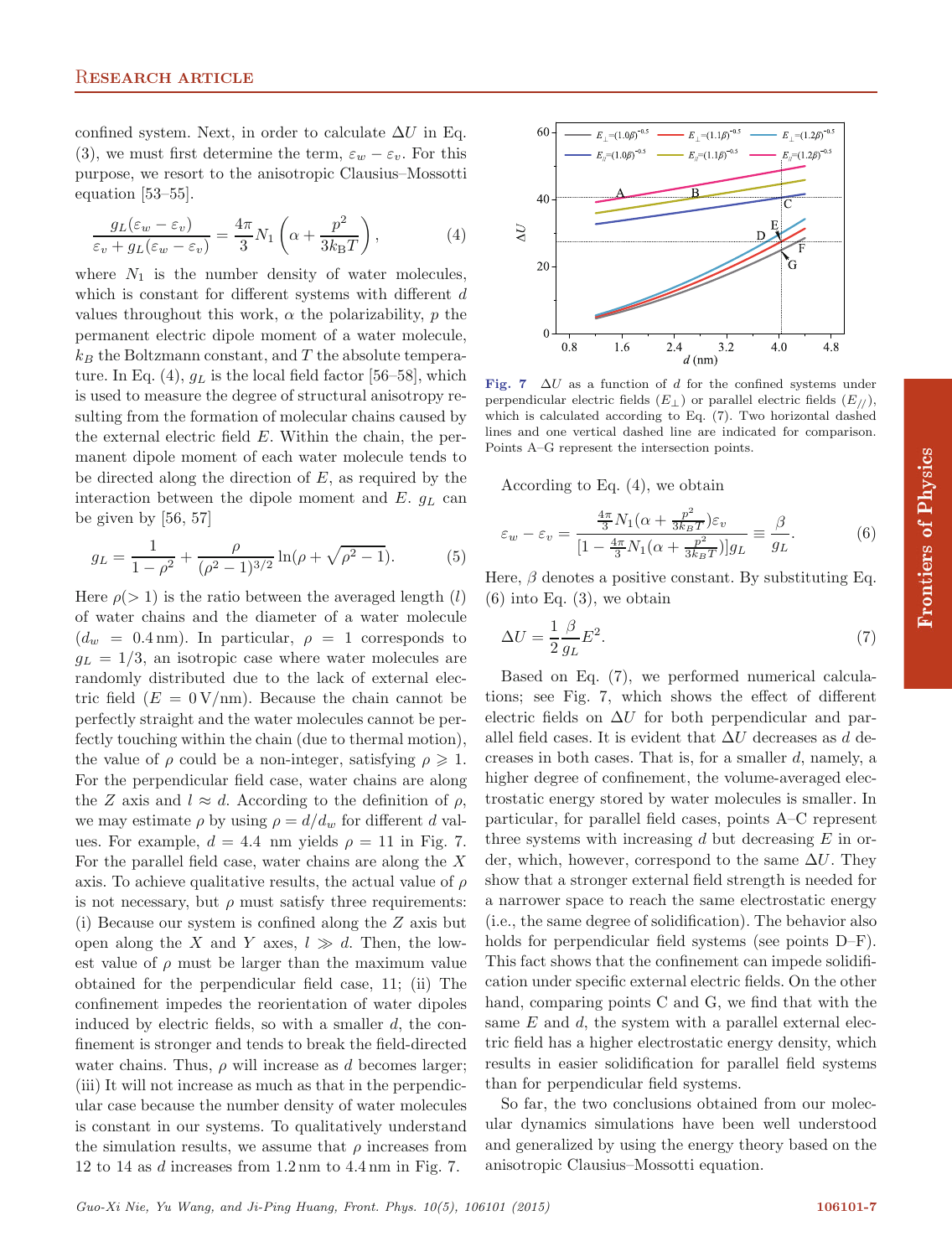confined system. Next, in order to calculate $\Delta U$ in Eq. (3), we must first determine the term, $\varepsilon_w - \varepsilon_v$. For this purpose, we resort to the anisotropic Clausius–Mossotti equation [53–55].

$$\frac{g_L(\varepsilon_w - \varepsilon_v)}{\varepsilon_v + g_L(\varepsilon_w - \varepsilon_v)} = \frac{4\pi}{3} N_1 \left(\alpha + \frac{p^2}{3k_B T}\right), \tag{4}$$

where $N_1$ is the number density of water molecules, which is constant for different systems with different $d$ values throughout this work, $\alpha$ the polarizability, $p$ the permanent electric dipole moment of a water molecule, $k_B$ the Boltzmann constant, and $T$ the absolute temperature. In Eq. (4), $g_L$ is the local field factor [56–58], which is used to measure the degree of structural anisotropy resulting from the formation of molecular chains caused by the external electric field $E$. Within the chain, the permanent dipole moment of each water molecule tends to be directed along the direction of $E$, as required by the interaction between the dipole moment and $E$. $g_L$ can be given by [56, 57]

$$g_L = \frac{1}{1-\rho^2} + \frac{\rho}{(\rho^2 - 1)^{3/2}} \ln(\rho + \sqrt{\rho^2 - 1}). \tag{5}$$

Here $\rho (> 1)$ is the ratio between the averaged length ($l$) of water chains and the diameter of a water molecule ($d_w = 0.4$ nm). In particular, $\rho = 1$ corresponds to $g_L = 1/3$, an isotropic case where water molecules are randomly distributed due to the lack of external electric field ($E = 0$ V/nm). Because the chain cannot be perfectly straight and the water molecules cannot be perfectly touching within the chain (due to thermal motion), the value of $\rho$ could be a non-integer, satisfying $\rho \geqslant 1$. For the perpendicular field case, water chains are along the $Z$ axis and $l \approx d$. According to the definition of $\rho$, we may estimate $\rho$ by using $\rho = d/d_w$ for different $d$ values. For example, $d = 4.4$ nm yields $\rho = 11$ in Fig. 7. For the parallel field case, water chains are along the $X$ axis. To achieve qualitative results, the actual value of $\rho$ is not necessary, but $\rho$ must satisfy three requirements: (i) Because our system is confined along the $Z$ axis but open along the $X$ and $Y$ axes, $l \gg d$. Then, the lowest value of $\rho$ must be larger than the maximum value obtained for the perpendicular field case, 11; (ii) The confinement impedes the reorientation of water dipoles induced by electric fields, so with a smaller $d$, the confinement is stronger and tends to break the field-directed water chains. Thus, $\rho$ will increase as $d$ becomes larger; (iii) It will not increase as much as that in the perpendicular case because the number density of water molecules is constant in our systems. To qualitatively understand the simulation results, we assume that $\rho$ increases from 12 to 14 as $d$ increases from 1.2 nm to 4.4 nm in Fig. 7.

**Fig. 7** $\Delta U$ as a function of $d$ for the confined systems under perpendicular electric fields ($E_\perp$) or parallel electric fields ($E_{//}$), which is calculated according to Eq. (7). Two horizontal dashed lines and one vertical dashed line are indicated for comparison. Points A–G represent the intersection points.

According to Eq. (4), we obtain

$$\varepsilon_w - \varepsilon_v = \frac{\frac{4\pi}{3} N_1 (\alpha + \frac{p^2}{3k_B T}) \varepsilon_v}{[1 - \frac{4\pi}{3} N_1 (\alpha + \frac{p^2}{3k_B T})] g_L} \equiv \frac{\beta}{g_L}. \tag{6}$$

Here, $\beta$ denotes a positive constant. By substituting Eq. (6) into Eq. (3), we obtain

$$\Delta U = \frac{1}{2} \frac{\beta}{g_L} E^2. \tag{7}$$

Based on Eq. (7), we performed numerical calculations; see Fig. 7, which shows the effect of different electric fields on $\Delta U$ for both perpendicular and parallel field cases. It is evident that $\Delta U$ decreases as $d$ decreases in both cases. That is, for a smaller $d$, namely, a higher degree of confinement, the volume-averaged electrostatic energy stored by water molecules is smaller. In particular, for parallel field cases, points A–C represent three systems with increasing $d$ but decreasing $E$ in order, which, however, correspond to the same $\Delta U$. They show that a stronger external field strength is needed for a narrower space to reach the same electrostatic energy (i.e., the same degree of solidification). The behavior also holds for perpendicular field systems (see points D–F). This fact shows that the confinement can impede solidification under specific external electric fields. On the other hand, comparing points C and G, we find that with the same $E$ and $d$, the system with a parallel external electric field has a higher electrostatic energy density, which results in easier solidification for parallel field systems than for perpendicular field systems.

So far, the two conclusions obtained from our molecular dynamics simulations have been well understood and generalized by using the energy theory based on the anisotropic Clausius–Mossotti equation.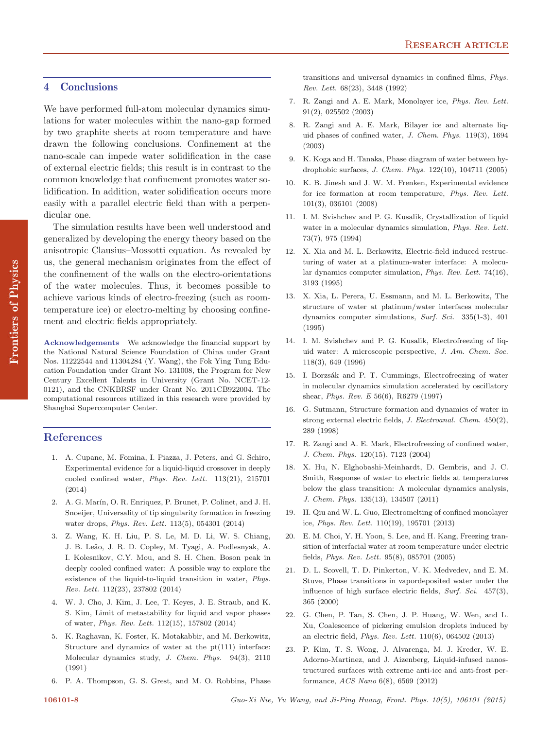## 4 Conclusions

We have performed full-atom molecular dynamics simulations for water molecules within the nano-gap formed by two graphite sheets at room temperature and have drawn the following conclusions. Confinement at the nano-scale can impede water solidification in the case of external electric fields; this result is in contrast to the common knowledge that confinement promotes water solidification. In addition, water solidification occurs more easily with a parallel electric field than with a perpendicular one.

The simulation results have been well understood and generalized by developing the energy theory based on the anisotropic Clausius–Mossotti equation. As revealed by us, the general mechanism originates from the effect of the confinement of the walls on the electro-orientations of the water molecules. Thus, it becomes possible to achieve various kinds of electro-freezing (such as room-temperature ice) or electro-melting by choosing confinement and electric fields appropriately.

**Acknowledgements** We acknowledge the financial support by the National Natural Science Foundation of China under Grant Nos. 11222544 and 11304284 (Y. Wang), the Fok Ying Tung Education Foundation under Grant No. 131008, the Program for New Century Excellent Talents in University (Grant No. NCET-12-0121), and the CNKBRSF under Grant No. 2011CB922004. The computational resources utilized in this research were provided by Shanghai Supercomputer Center.

## References

1. A. Cupane, M. Fomina, I. Piazza, J. Peters, and G. Schiro, Experimental evidence for a liquid-liquid crossover in deeply cooled confined water, *Phys. Rev. Lett.* 113(21), 215701 (2014)
2. A. G. Marín, O. R. Enriquez, P. Brunet, P. Colinet, and J. H. Snoeijer, Universality of tip singularity formation in freezing water drops, *Phys. Rev. Lett.* 113(5), 054301 (2014)
3. Z. Wang, K. H. Liu, P. S. Le, M. D. Li, W. S. Chiang, J. B. Leão, J. R. D. Copley, M. Tyagi, A. Podlesnyak, A. I. Kolesnikov, C.Y. Mou, and S. H. Chen, Boson peak in deeply cooled confined water: A possible way to explore the existence of the liquid-to-liquid transition in water, *Phys. Rev. Lett.* 112(23), 237802 (2014)
4. W. J. Cho, J. Kim, J. Lee, T. Keyes, J. E. Straub, and K. S. Kim, Limit of metastability for liquid and vapor phases of water, *Phys. Rev. Lett.* 112(15), 157802 (2014)
5. K. Raghavan, K. Foster, K. Motakabbir, and M. Berkowitz, Structure and dynamics of water at the pt(111) interface: Molecular dynamics study, *J. Chem. Phys.* 94(3), 2110 (1991)
6. P. A. Thompson, G. S. Grest, and M. O. Robbins, Phase transitions and universal dynamics in confined films, *Phys. Rev. Lett.* 68(23), 3448 (1992)
7. R. Zangi and A. E. Mark, Monolayer ice, *Phys. Rev. Lett.* 91(2), 025502 (2003)
8. R. Zangi and A. E. Mark, Bilayer ice and alternate liquid phases of confined water, *J. Chem. Phys.* 119(3), 1694 (2003)
9. K. Koga and H. Tanaka, Phase diagram of water between hydrophobic surfaces, *J. Chem. Phys.* 122(10), 104711 (2005)
10. K. B. Jinesh and J. W. M. Frenken, Experimental evidence for ice formation at room temperature, *Phys. Rev. Lett.* 101(3), 036101 (2008)
11. I. M. Svishchev and P. G. Kusalik, Crystallization of liquid water in a molecular dynamics simulation, *Phys. Rev. Lett.* 73(7), 975 (1994)
12. X. Xia and M. L. Berkowitz, Electric-field induced restructuring of water at a platinum-water interface: A molecular dynamics computer simulation, *Phys. Rev. Lett.* 74(16), 3193 (1995)
13. X. Xia, L. Perera, U. Essmann, and M. L. Berkowitz, The structure of water at platinum/water interfaces molecular dynamics computer simulations, *Surf. Sci.* 335(1-3), 401 (1995)
14. I. M. Svishchev and P. G. Kusalik, Electrofreezing of liquid water: A microscopic perspective, *J. Am. Chem. Soc.* 118(3), 649 (1996)
15. I. Borzsák and P. T. Cummings, Electrofreezing of water in molecular dynamics simulation accelerated by oscillatory shear, *Phys. Rev. E* 56(6), R6279 (1997)
16. G. Sutmann, Structure formation and dynamics of water in strong external electric fields, *J. Electroanal. Chem.* 450(2), 289 (1998)
17. R. Zangi and A. E. Mark, Electrofreezing of confined water, *J. Chem. Phys.* 120(15), 7123 (2004)
18. X. Hu, N. Elghobashi-Meinhardt, D. Gembris, and J. C. Smith, Response of water to electric fields at temperatures below the glass transition: A molecular dynamics analysis, *J. Chem. Phys.* 135(13), 134507 (2011)
19. H. Qiu and W. L. Guo, Electromelting of confined monolayer ice, *Phys. Rev. Lett.* 110(19), 195701 (2013)
20. E. M. Choi, Y. H. Yoon, S. Lee, and H. Kang, Freezing transition of interfacial water at room temperature under electric fields, *Phys. Rev. Lett.* 95(8), 085701 (2005)
21. D. L. Scovell, T. D. Pinkerton, V. K. Medvedev, and E. M. Stuve, Phase transitions in vapordeposited water under the influence of high surface electric fields, *Surf. Sci.* 457(3), 365 (2000)
22. G. Chen, P. Tan, S. Chen, J. P. Huang, W. Wen, and L. Xu, Coalescence of pickering emulsion droplets induced by an electric field, *Phys. Rev. Lett.* 110(6), 064502 (2013)
23. P. Kim, T. S. Wong, J. Alvarenga, M. J. Kreder, W. E. Adorno-Martinez, and J. Aizenberg, Liquid-infused nanostructured surfaces with extreme anti-ice and anti-frost performance, *ACS Nano* 6(8), 6569 (2012)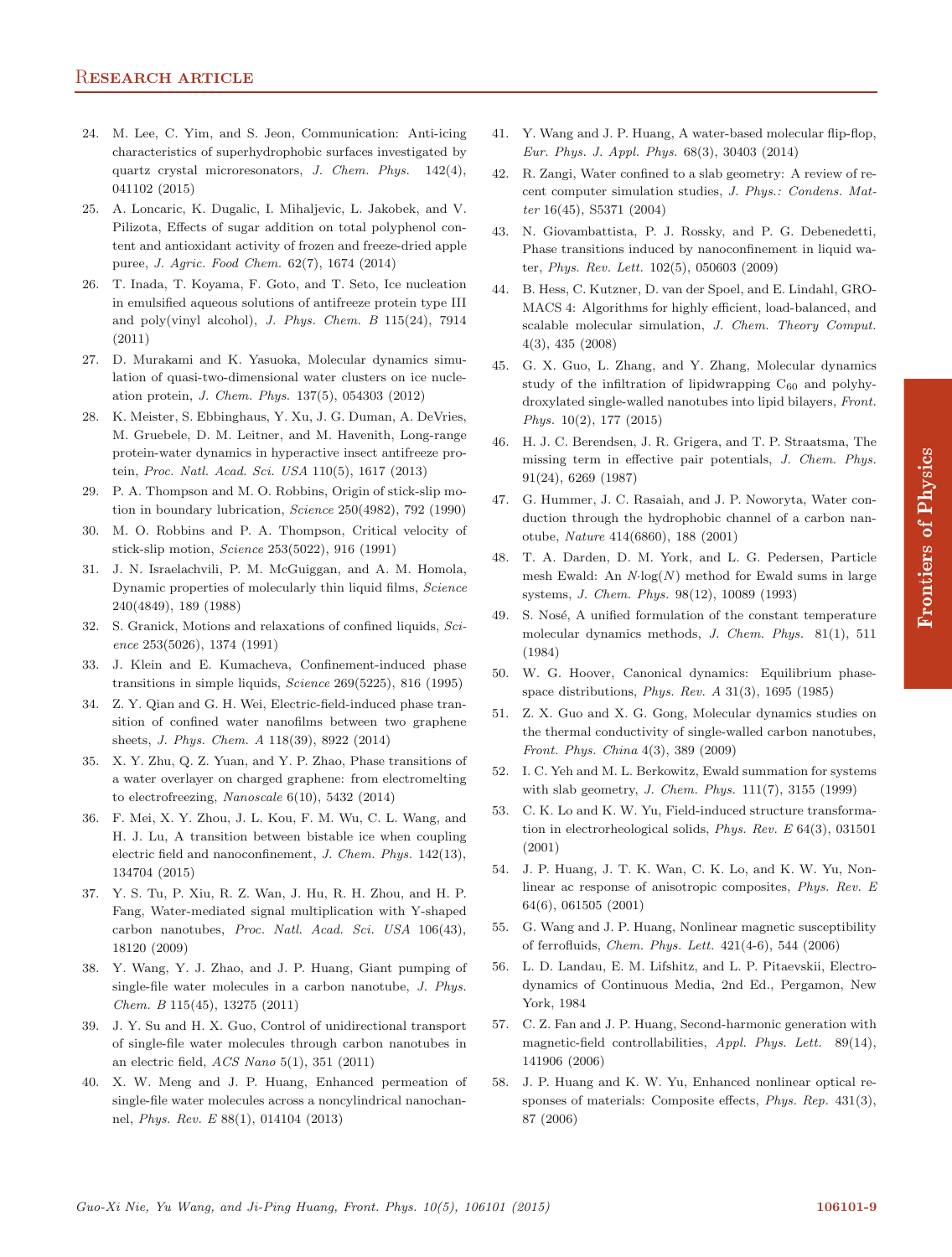24. M. Lee, C. Yim, and S. Jeon, Communication: Anti-icing characteristics of superhydrophobic surfaces investigated by quartz crystal microresonators, *J. Chem. Phys.* 142(4), 041102 (2015)
25. A. Loncaric, K. Dugalic, I. Mihaljevic, L. Jakobek, and V. Pilizota, Effects of sugar addition on total polyphenol content and antioxidant activity of frozen and freeze-dried apple puree, *J. Agric. Food Chem.* 62(7), 1674 (2014)
26. T. Inada, T. Koyama, F. Goto, and T. Seto, Ice nucleation in emulsified aqueous solutions of antifreeze protein type III and poly(vinyl alcohol), *J. Phys. Chem. B* 115(24), 7914 (2011)
27. D. Murakami and K. Yasuoka, Molecular dynamics simulation of quasi-two-dimensional water clusters on ice nucleation protein, *J. Chem. Phys.* 137(5), 054303 (2012)
28. K. Meister, S. Ebbinghaus, Y. Xu, J. G. Duman, A. DeVries, M. Gruebele, D. M. Leitner, and M. Havenith, Long-range protein-water dynamics in hyperactive insect antifreeze protein, *Proc. Natl. Acad. Sci. USA* 110(5), 1617 (2013)
29. P. A. Thompson and M. O. Robbins, Origin of stick-slip motion in boundary lubrication, *Science* 250(4982), 792 (1990)
30. M. O. Robbins and P. A. Thompson, Critical velocity of stick-slip motion, *Science* 253(5022), 916 (1991)
31. J. N. Israelachvili, P. M. McGuiggan, and A. M. Homola, Dynamic properties of molecularly thin liquid films, *Science* 240(4849), 189 (1988)
32. S. Granick, Motions and relaxations of confined liquids, *Science* 253(5026), 1374 (1991)
33. J. Klein and E. Kumacheva, Confinement-induced phase transitions in simple liquids, *Science* 269(5225), 816 (1995)
34. Z. Y. Qian and G. H. Wei, Electric-field-induced phase transition of confined water nanofilms between two graphene sheets, *J. Phys. Chem. A* 118(39), 8922 (2014)
35. X. Y. Zhu, Q. Z. Yuan, and Y. P. Zhao, Phase transitions of a water overlayer on charged graphene: from electromelting to electrofreezing, *Nanoscale* 6(10), 5432 (2014)
36. F. Mei, X. Y. Zhou, J. L. Kou, F. M. Wu, C. L. Wang, and H. J. Lu, A transition between bistable ice when coupling electric field and nanoconfinement, *J. Chem. Phys.* 142(13), 134704 (2015)
37. Y. S. Tu, P. Xiu, R. Z. Wan, J. Hu, R. H. Zhou, and H. P. Fang, Water-mediated signal multiplication with Y-shaped carbon nanotubes, *Proc. Natl. Acad. Sci. USA* 106(43), 18120 (2009)
38. Y. Wang, Y. J. Zhao, and J. P. Huang, Giant pumping of single-file water molecules in a carbon nanotube, *J. Phys. Chem. B* 115(45), 13275 (2011)
39. J. Y. Su and H. X. Guo, Control of unidirectional transport of single-file water molecules through carbon nanotubes in an electric field, *ACS Nano* 5(1), 351 (2011)
40. X. W. Meng and J. P. Huang, Enhanced permeation of single-file water molecules across a noncylindrical nanochannel, *Phys. Rev. E* 88(1), 014104 (2013)
41. Y. Wang and J. P. Huang, A water-based molecular flip-flop, *Eur. Phys. J. Appl. Phys.* 68(3), 30403 (2014)
42. R. Zangi, Water confined to a slab geometry: A review of recent computer simulation studies, *J. Phys.: Condens. Matter* 16(45), S5371 (2004)
43. N. Giovambattista, P. J. Rossky, and P. G. Debenedetti, Phase transitions induced by nanoconfinement in liquid water, *Phys. Rev. Lett.* 102(5), 050603 (2009)
44. B. Hess, C. Kutzner, D. van der Spoel, and E. Lindahl, GROMACS 4: Algorithms for highly efficient, load-balanced, and scalable molecular simulation, *J. Chem. Theory Comput.* 4(3), 435 (2008)
45. G. X. Guo, L. Zhang, and Y. Zhang, Molecular dynamics study of the infiltration of lipidwrapping $C_{60}$ and polyhydroxylated single-walled nanotubes into lipid bilayers, *Front. Phys.* 10(2), 177 (2015)
46. H. J. C. Berendsen, J. R. Grigera, and T. P. Straatsma, The missing term in effective pair potentials, *J. Chem. Phys.* 91(24), 6269 (1987)
47. G. Hummer, J. C. Rasaiah, and J. P. Noworyta, Water conduction through the hydrophobic channel of a carbon nanotube, *Nature* 414(6860), 188 (2001)
48. T. A. Darden, D. M. York, and L. G. Pedersen, Particle mesh Ewald: An $N\cdot\log(N)$ method for Ewald sums in large systems, *J. Chem. Phys.* 98(12), 10089 (1993)
49. S. Nosé, A unified formulation of the constant temperature molecular dynamics methods, *J. Chem. Phys.* 81(1), 511 (1984)
50. W. G. Hoover, Canonical dynamics: Equilibrium phase-space distributions, *Phys. Rev. A* 31(3), 1695 (1985)
51. Z. X. Guo and X. G. Gong, Molecular dynamics studies on the thermal conductivity of single-walled carbon nanotubes, *Front. Phys. China* 4(3), 389 (2009)
52. I. C. Yeh and M. L. Berkowitz, Ewald summation for systems with slab geometry, *J. Chem. Phys.* 111(7), 3155 (1999)
53. C. K. Lo and K. W. Yu, Field-induced structure transformation in electrorheological solids, *Phys. Rev. E* 64(3), 031501 (2001)
54. J. P. Huang, J. T. K. Wan, C. K. Lo, and K. W. Yu, Nonlinear ac response of anisotropic composites, *Phys. Rev. E* 64(6), 061505 (2001)
55. G. Wang and J. P. Huang, Nonlinear magnetic susceptibility of ferrofluids, *Chem. Phys. Lett.* 421(4-6), 544 (2006)
56. L. D. Landau, E. M. Lifshitz, and L. P. Pitaevskii, Electrodynamics of Continuous Media, 2nd Ed., Pergamon, New York, 1984
57. C. Z. Fan and J. P. Huang, Second-harmonic generation with magnetic-field controllabilities, *Appl. Phys. Lett.* 89(14), 141906 (2006)
58. J. P. Huang and K. W. Yu, Enhanced nonlinear optical responses of materials: Composite effects, *Phys. Rep.* 431(3), 87 (2006)